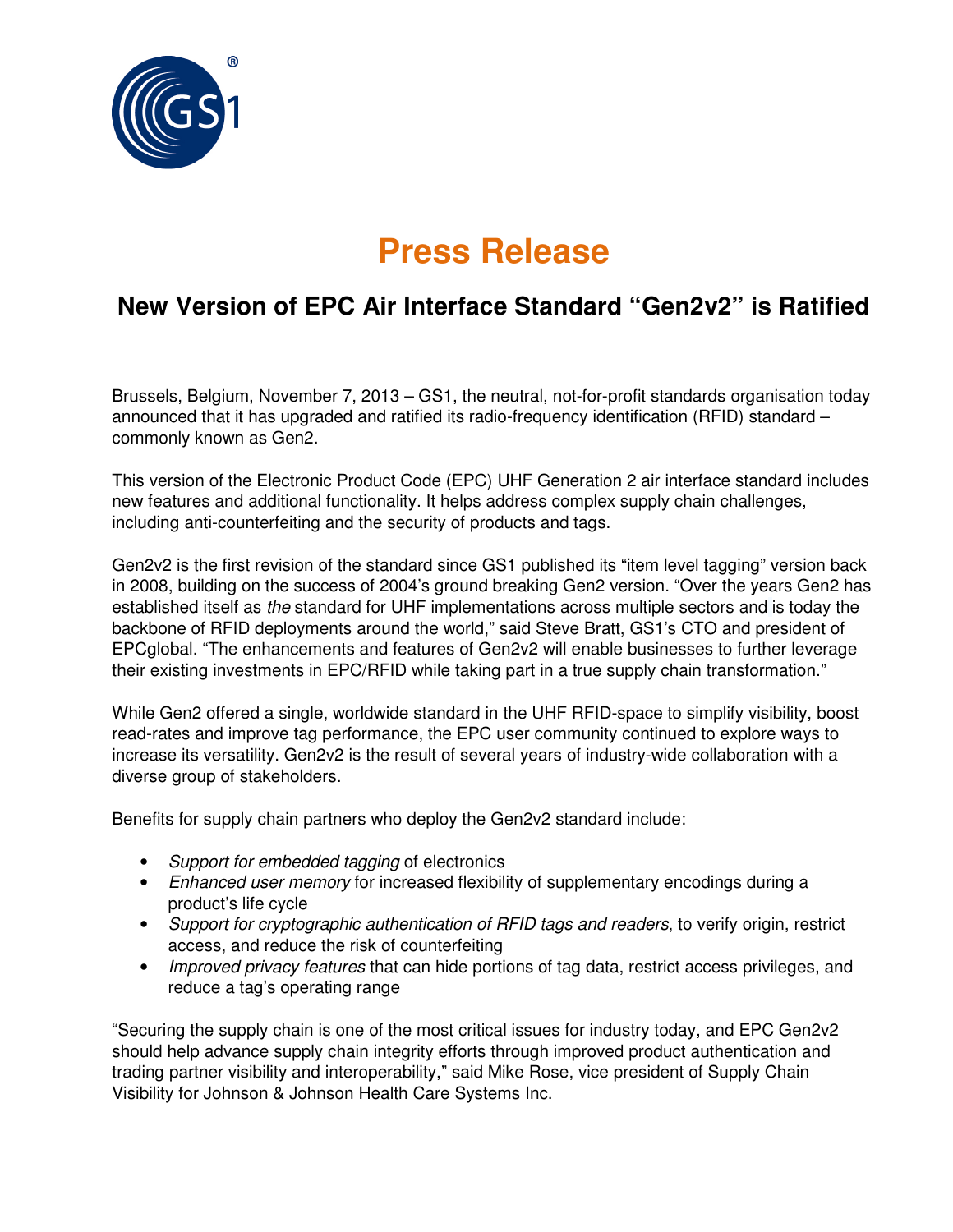# Press Release

## New Version of EPC Air Interface Standard "Gen2v2" is Ratified

Brussels, Belgium, November 7, 2013 – GS1, the neutral, not-for-profit standards organisation today announced that it has upgraded and ratified its radio-frequency identification (RFID) standard – commonly known as Gen2.

This version of the Electronic Product Code (EPC) UHF Generation 2 air interface standard includes new features and additional functionality. It helps address complex supply chain challenges, including anti-counterfeiting and the security of products and tags.

Gen2v2 is the first revision of the standard since GS1 published its "item level tagging" version back in 2008, building on the success of 2004's ground breaking Gen2 version. "Over the years Gen2 has established itself as *the* standard for UHF implementations across multiple sectors and is today the backbone of RFID deployments around the world," said Steve Bratt, GS1's CTO and president of EPCglobal. "The enhancements and features of Gen2v2 will enable businesses to further leverage their existing investments in EPC/RFID while taking part in a true supply chain transformation."

While Gen2 offered a single, worldwide standard in the UHF RFID-space to simplify visibility, boost read-rates and improve tag performance, the EPC user community continued to explore ways to increase its versatility. Gen2v2 is the result of several years of industry-wide collaboration with a diverse group of stakeholders.

Benefits for supply chain partners who deploy the Gen2v2 standard include:

- *Support for embedded tagging* of electronics
- *Enhanced user memory* for increased flexibility of supplementary encodings during a product's life cycle
- *Support for cryptographic authentication of RFID tags and readers*, to verify origin, restrict access, and reduce the risk of counterfeiting
- *Improved privacy features* that can hide portions of tag data, restrict access privileges, and reduce a tag's operating range

"Securing the supply chain is one of the most critical issues for industry today, and EPC Gen2v2 should help advance supply chain integrity efforts through improved product authentication and trading partner visibility and interoperability," said Mike Rose, vice president of Supply Chain Visibility for Johnson & Johnson Health Care Systems Inc.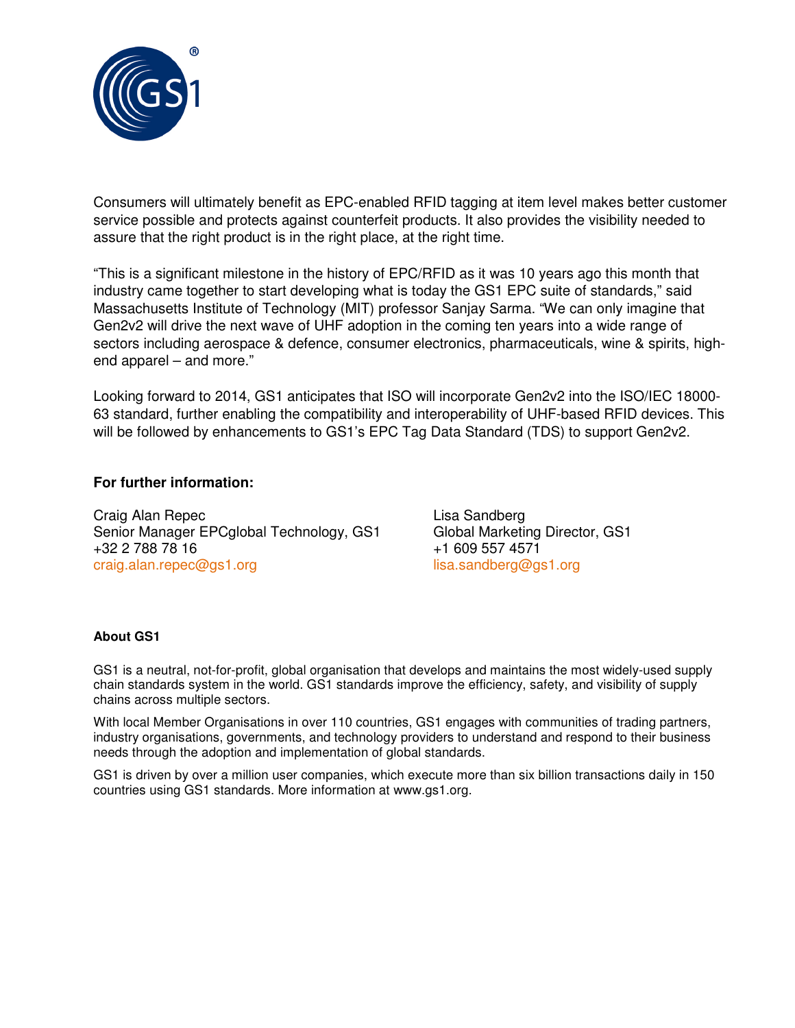Consumers will ultimately benefit as EPC-enabled RFID tagging at item level makes better customer service possible and protects against counterfeit products. It also provides the visibility needed to assure that the right product is in the right place, at the right time.

“This is a significant milestone in the history of EPC/RFID as it was 10 years ago this month that industry came together to start developing what is today the GS1 EPC suite of standards,” said Massachusetts Institute of Technology (MIT) professor Sanjay Sarma. “We can only imagine that Gen2v2 will drive the next wave of UHF adoption in the coming ten years into a wide range of sectors including aerospace & defence, consumer electronics, pharmaceuticals, wine & spirits, high-end apparel – and more.”

Looking forward to 2014, GS1 anticipates that ISO will incorporate Gen2v2 into the ISO/IEC 18000-63 standard, further enabling the compatibility and interoperability of UHF-based RFID devices. This will be followed by enhancements to GS1’s EPC Tag Data Standard (TDS) to support Gen2v2.

**For further information:**

Craig Alan Repec
Senior Manager EPCglobal Technology, GS1
+32 2 788 78 16
craig.alan.repec@gs1.org

Lisa Sandberg
Global Marketing Director, GS1
+1 609 557 4571
lisa.sandberg@gs1.org

**About GS1**

GS1 is a neutral, not-for-profit, global organisation that develops and maintains the most widely-used supply chain standards system in the world. GS1 standards improve the efficiency, safety, and visibility of supply chains across multiple sectors.

With local Member Organisations in over 110 countries, GS1 engages with communities of trading partners, industry organisations, governments, and technology providers to understand and respond to their business needs through the adoption and implementation of global standards.

GS1 is driven by over a million user companies, which execute more than six billion transactions daily in 150 countries using GS1 standards. More information at www.gs1.org.